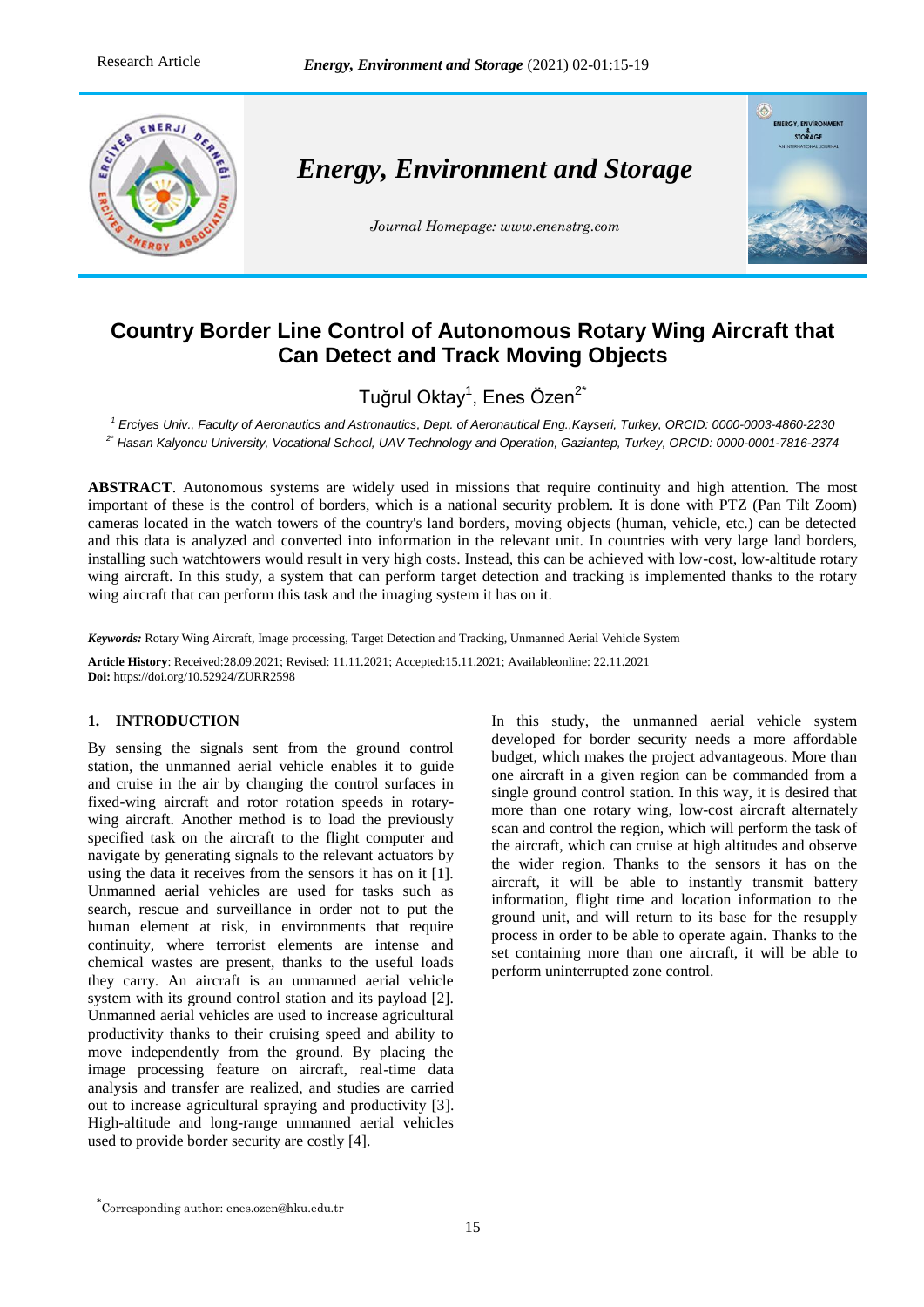# Country Border Line Control of Autonomous Rotary Wing Aircraft that Can Detect and Track Moving Objects

Tuğrul Oktay[1], Enes Özen[2*]

[1] Erciyes Univ., Faculty of Aeronautics and Astronautics, Dept. of Aeronautical Eng.,Kayseri, Turkey, ORCID: 0000-0003-4860-2230

[2*] Hasan Kalyoncu University, Vocational School, UAV Technology and Operation, Gaziantep, Turkey, ORCID: 0000-0001-7816-2374

**ABSTRACT**. Autonomous systems are widely used in missions that require continuity and high attention. The most important of these is the control of borders, which is a national security problem. It is done with PTZ (Pan Tilt Zoom) cameras located in the watch towers of the country's land borders, moving objects (human, vehicle, etc.) can be detected and this data is analyzed and converted into information in the relevant unit. In countries with very large land borders, installing such watchtowers would result in very high costs. Instead, this can be achieved with low-cost, low-altitude rotary wing aircraft. In this study, a system that can perform target detection and tracking is implemented thanks to the rotary wing aircraft that can perform this task and the imaging system it has on it.

***Keywords:*** Rotary Wing Aircraft, Image processing, Target Detection and Tracking, Unmanned Aerial Vehicle System

**Article History**: Received:28.09.2021; Revised: 11.11.2021; Accepted:15.11.2021; Availableonline: 22.11.2021
**Doi:** https://doi.org/10.52924/ZURR2598

## 1. INTRODUCTION

By sensing the signals sent from the ground control station, the unmanned aerial vehicle enables it to guide and cruise in the air by changing the control surfaces in fixed-wing aircraft and rotor rotation speeds in rotary-wing aircraft. Another method is to load the previously specified task on the aircraft to the flight computer and navigate by generating signals to the relevant actuators by using the data it receives from the sensors it has on it [1]. Unmanned aerial vehicles are used for tasks such as search, rescue and surveillance in order not to put the human element at risk, in environments that require continuity, where terrorist elements are intense and chemical wastes are present, thanks to the useful loads they carry. An aircraft is an unmanned aerial vehicle system with its ground control station and its payload [2]. Unmanned aerial vehicles are used to increase agricultural productivity thanks to their cruising speed and ability to move independently from the ground. By placing the image processing feature on aircraft, real-time data analysis and transfer are realized, and studies are carried out to increase agricultural spraying and productivity [3]. High-altitude and long-range unmanned aerial vehicles used to provide border security are costly [4].

In this study, the unmanned aerial vehicle system developed for border security needs a more affordable budget, which makes the project advantageous. More than one aircraft in a given region can be commanded from a single ground control station. In this way, it is desired that more than one rotary wing, low-cost aircraft alternately scan and control the region, which will perform the task of the aircraft, which can cruise at high altitudes and observe the wider region. Thanks to the sensors it has on the aircraft, it will be able to instantly transmit battery information, flight time and location information to the ground unit, and will return to its base for the resupply process in order to be able to operate again. Thanks to the set containing more than one aircraft, it will be able to perform uninterrupted zone control.

[*] Corresponding author: enes.ozen@hku.edu.tr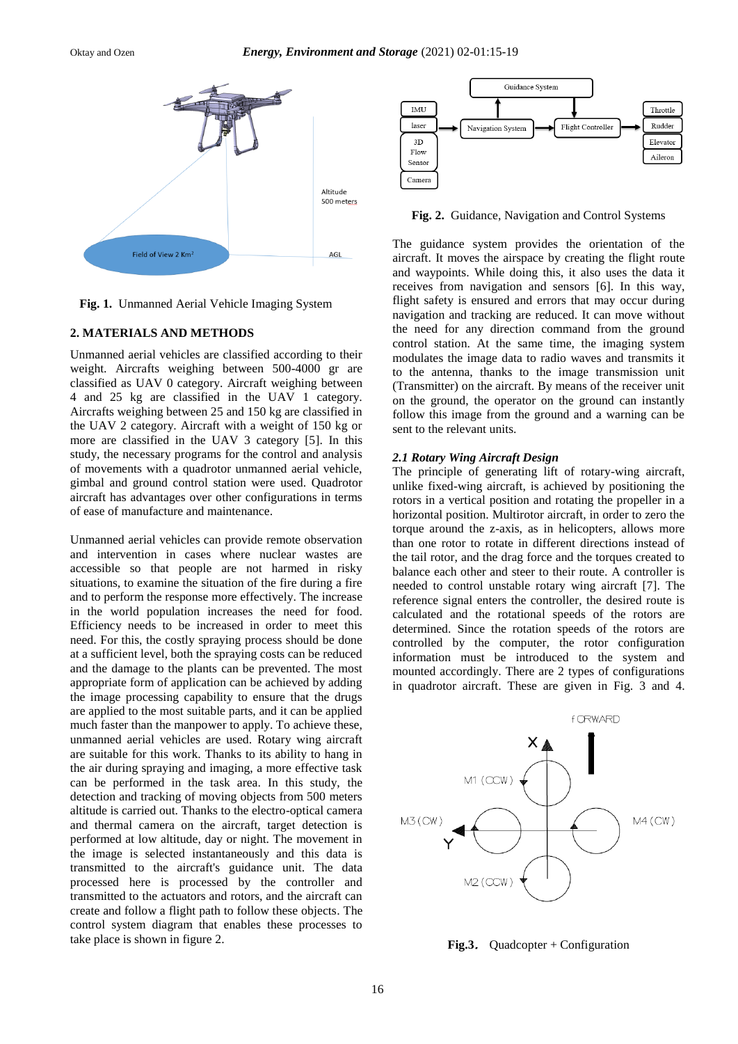**Fig. 1.** Unmanned Aerial Vehicle Imaging System

## 2. MATERIALS AND METHODS

Unmanned aerial vehicles are classified according to their weight. Aircrafts weighing between 500-4000 gr are classified as UAV 0 category. Aircraft weighing between 4 and 25 kg are classified in the UAV 1 category. Aircrafts weighing between 25 and 150 kg are classified in the UAV 2 category. Aircraft with a weight of 150 kg or more are classified in the UAV 3 category [5]. In this study, the necessary programs for the control and analysis of movements with a quadrotor unmanned aerial vehicle, gimbal and ground control station were used. Quadrotor aircraft has advantages over other configurations in terms of ease of manufacture and maintenance.

Unmanned aerial vehicles can provide remote observation and intervention in cases where nuclear wastes are accessible so that people are not harmed in risky situations, to examine the situation of the fire during a fire and to perform the response more effectively. The increase in the world population increases the need for food. Efficiency needs to be increased in order to meet this need. For this, the costly spraying process should be done at a sufficient level, both the spraying costs can be reduced and the damage to the plants can be prevented. The most appropriate form of application can be achieved by adding the image processing capability to ensure that the drugs are applied to the most suitable parts, and it can be applied much faster than the manpower to apply. To achieve these, unmanned aerial vehicles are used. Rotary wing aircraft are suitable for this work. Thanks to its ability to hang in the air during spraying and imaging, a more effective task can be performed in the task area. In this study, the detection and tracking of moving objects from 500 meters altitude is carried out. Thanks to the electro-optical camera and thermal camera on the aircraft, target detection is performed at low altitude, day or night. The movement in the image is selected instantaneously and this data is transmitted to the aircraft's guidance unit. The data processed here is processed by the controller and transmitted to the actuators and rotors, and the aircraft can create and follow a flight path to follow these objects. The control system diagram that enables these processes to take place is shown in figure 2.

**Fig. 2.** Guidance, Navigation and Control Systems

The guidance system provides the orientation of the aircraft. It moves the airspace by creating the flight route and waypoints. While doing this, it also uses the data it receives from navigation and sensors [6]. In this way, flight safety is ensured and errors that may occur during navigation and tracking are reduced. It can move without the need for any direction command from the ground control station. At the same time, the imaging system modulates the image data to radio waves and transmits it to the antenna, thanks to the image transmission unit (Transmitter) on the aircraft. By means of the receiver unit on the ground, the operator on the ground can instantly follow this image from the ground and a warning can be sent to the relevant units.

### *2.1 Rotary Wing Aircraft Design*

The principle of generating lift of rotary-wing aircraft, unlike fixed-wing aircraft, is achieved by positioning the rotors in a vertical position and rotating the propeller in a horizontal position. Multirotor aircraft, in order to zero the torque around the z-axis, as in helicopters, allows more than one rotor to rotate in different directions instead of the tail rotor, and the drag force and the torques created to balance each other and steer to their route. A controller is needed to control unstable rotary wing aircraft [7]. The reference signal enters the controller, the desired route is calculated and the rotational speeds of the rotors are determined. Since the rotation speeds of the rotors are controlled by the computer, the rotor configuration information must be introduced to the system and mounted accordingly. There are 2 types of configurations in quadrotor aircraft. These are given in Fig. 3 and 4.

**Fig.3.** Quadcopter + Configuration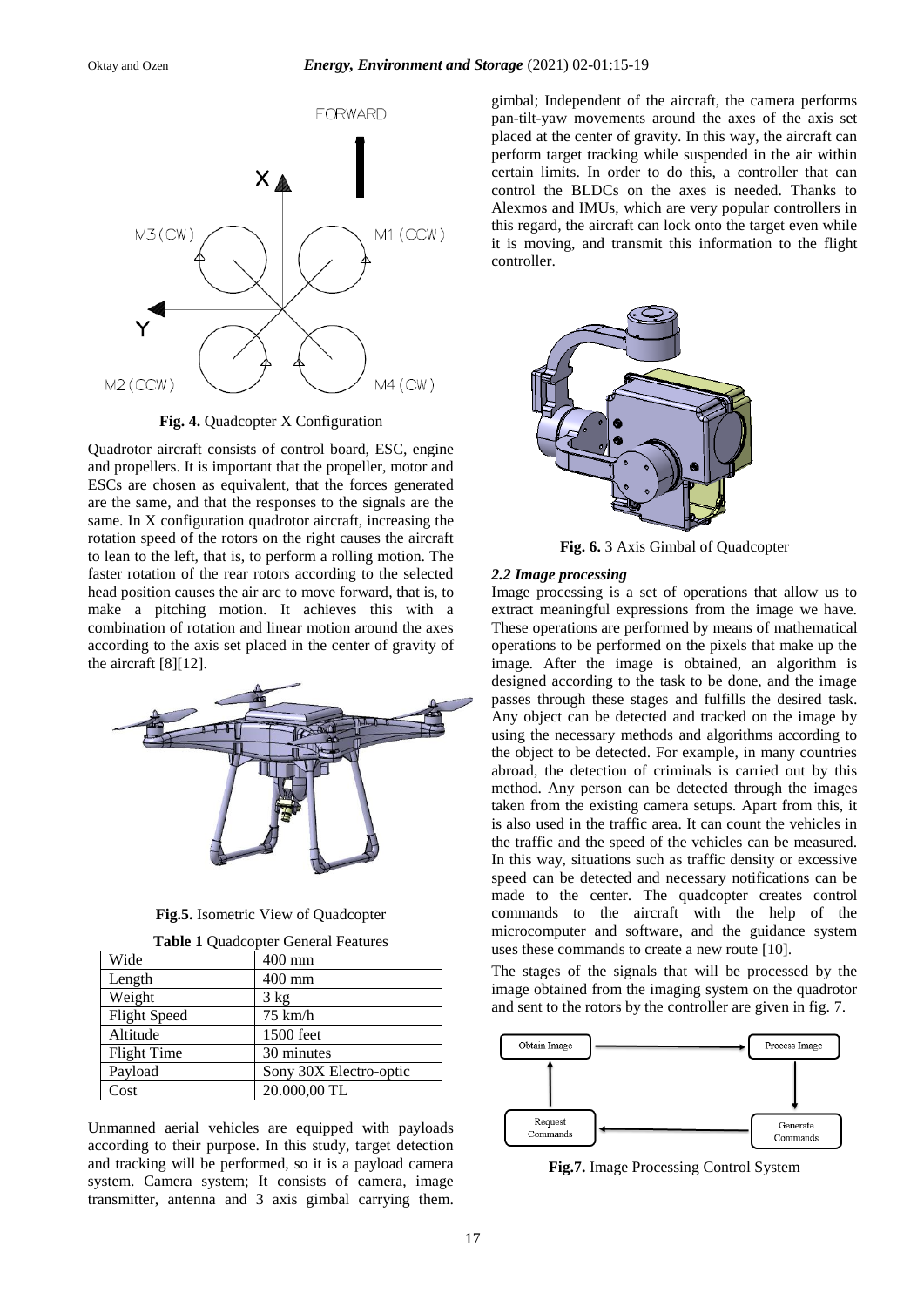Fig. 4. Quadcopter X Configuration

Quadrotor aircraft consists of control board, ESC, engine and propellers. It is important that the propeller, motor and ESCs are chosen as equivalent, that the forces generated are the same, and that the responses to the signals are the same. In X configuration quadrotor aircraft, increasing the rotation speed of the rotors on the right causes the aircraft to lean to the left, that is, to perform a rolling motion. The faster rotation of the rear rotors according to the selected head position causes the air arc to move forward, that is, to make a pitching motion. It achieves this with a combination of rotation and linear motion around the axes according to the axis set placed in the center of gravity of the aircraft [8][12].

**Fig.5.** Isometric View of Quadcopter

**Table 1** Quadcopter General Features

| Wide | 400 mm |
|---|---|
| Length | 400 mm |
| Weight | 3 kg |
| Flight Speed | 75 km/h |
| Altitude | 1500 feet |
| Flight Time | 30 minutes |
| Payload | Sony 30X Electro-optic |
| Cost | 20.000,00 TL |

Unmanned aerial vehicles are equipped with payloads according to their purpose. In this study, target detection and tracking will be performed, so it is a payload camera system. Camera system; It consists of camera, image transmitter, antenna and 3 axis gimbal carrying them. gimbal; Independent of the aircraft, the camera performs pan-tilt-yaw movements around the axes of the axis set placed at the center of gravity. In this way, the aircraft can perform target tracking while suspended in the air within certain limits. In order to do this, a controller that can control the BLDCs on the axes is needed. Thanks to Alexmos and IMUs, which are very popular controllers in this regard, the aircraft can lock onto the target even while it is moving, and transmit this information to the flight controller.

**Fig. 6.** 3 Axis Gimbal of Quadcopter

### *2.2 Image processing*

Image processing is a set of operations that allow us to extract meaningful expressions from the image we have. These operations are performed by means of mathematical operations to be performed on the pixels that make up the image. After the image is obtained, an algorithm is designed according to the task to be done, and the image passes through these stages and fulfills the desired task. Any object can be detected and tracked on the image by using the necessary methods and algorithms according to the object to be detected. For example, in many countries abroad, the detection of criminals is carried out by this method. Any person can be detected through the images taken from the existing camera setups. Apart from this, it is also used in the traffic area. It can count the vehicles in the traffic and the speed of the vehicles can be measured. In this way, situations such as traffic density or excessive speed can be detected and necessary notifications can be made to the center. The quadcopter creates control commands to the aircraft with the help of the microcomputer and software, and the guidance system uses these commands to create a new route [10].

The stages of the signals that will be processed by the image obtained from the imaging system on the quadrotor and sent to the rotors by the controller are given in fig. 7.

**Fig.7.** Image Processing Control System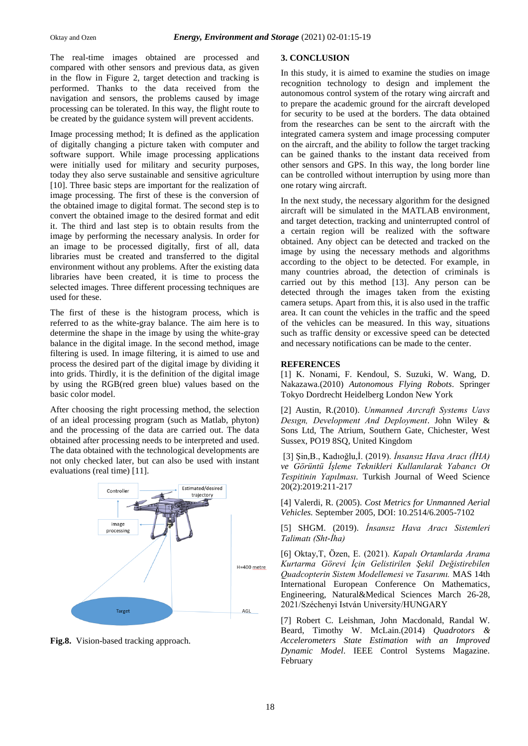The real-time images obtained are processed and compared with other sensors and previous data, as given in the flow in Figure 2, target detection and tracking is performed. Thanks to the data received from the navigation and sensors, the problems caused by image processing can be tolerated. In this way, the flight route to be created by the guidance system will prevent accidents.

Image processing method; It is defined as the application of digitally changing a picture taken with computer and software support. While image processing applications were initially used for military and security purposes, today they also serve sustainable and sensitive agriculture [10]. Three basic steps are important for the realization of image processing. The first of these is the conversion of the obtained image to digital format. The second step is to convert the obtained image to the desired format and edit it. The third and last step is to obtain results from the image by performing the necessary analysis. In order for an image to be processed digitally, first of all, data libraries must be created and transferred to the digital environment without any problems. After the existing data libraries have been created, it is time to process the selected images. Three different processing techniques are used for these.

The first of these is the histogram process, which is referred to as the white-gray balance. The aim here is to determine the shape in the image by using the white-gray balance in the digital image. In the second method, image filtering is used. In image filtering, it is aimed to use and process the desired part of the digital image by dividing it into grids. Thirdly, it is the definition of the digital image by using the RGB(red green blue) values based on the basic color model.

After choosing the right processing method, the selection of an ideal processing program (such as Matlab, phyton) and the processing of the data are carried out. The data obtained after processing needs to be interpreted and used. The data obtained with the technological developments are not only checked later, but can also be used with instant evaluations (real time) [11].

**Fig.8.** Vision-based tracking approach.

## 3. CONCLUSION

In this study, it is aimed to examine the studies on image recognition technology to design and implement the autonomous control system of the rotary wing aircraft and to prepare the academic ground for the aircraft developed for security to be used at the borders. The data obtained from the researches can be sent to the aircraft with the integrated camera system and image processing computer on the aircraft, and the ability to follow the target tracking can be gained thanks to the instant data received from other sensors and GPS. In this way, the long border line can be controlled without interruption by using more than one rotary wing aircraft.

In the next study, the necessary algorithm for the designed aircraft will be simulated in the MATLAB environment, and target detection, tracking and uninterrupted control of a certain region will be realized with the software obtained. Any object can be detected and tracked on the image by using the necessary methods and algorithms according to the object to be detected. For example, in many countries abroad, the detection of criminals is carried out by this method [13]. Any person can be detected through the images taken from the existing camera setups. Apart from this, it is also used in the traffic area. It can count the vehicles in the traffic and the speed of the vehicles can be measured. In this way, situations such as traffic density or excessive speed can be detected and necessary notifications can be made to the center.

## REFERENCES

[1] K. Nonami, F. Kendoul, S. Suzuki, W. Wang, D. Nakazawa.(2010) *Autonomous Flying Robots*. Springer Tokyo Dordrecht Heidelberg London New York

[2] Austin, R.(2010). *Unmanned Aırcraft Systems Uavs Desıgn, Development And Deployment*. John Wiley & Sons Ltd, The Atrium, Southern Gate, Chichester, West Sussex, PO19 8SQ, United Kingdom

[3] Şin,B., Kadıoğlu,İ. (2019). *İnsansız Hava Aracı (İHA) ve Görüntü İşleme Teknikleri Kullanılarak Yabancı Ot Tespitinin Yapılması*. Turkish Journal of Weed Science 20(2):2019:211-217

[4] Valerdi, R. (2005). *Cost Metrics for Unmanned Aerial Vehicles.* September 2005, DOI: 10.2514/6.2005-7102

[5] SHGM. (2019). *İnsansız Hava Aracı Sistemleri Talimatı (Sht-İha)*

[6] Oktay,T, Özen, E. (2021). *Kapalı Ortamlarda Arama Kurtarma Görevi İçin Geliştirilen Şekil Değiştirebilen Quadcopterin Sistem Modellemesi ve Tasarımı.* MAS 14th International European Conference On Mathematics, Engineering, Natural&Medical Sciences March 26-28, 2021/Széchenyi István University/HUNGARY

[7] Robert C. Leishman, John Macdonald, Randal W. Beard, Timothy W. McLain.(2014) *Quadrotors & Accelerometers State Estimation with an Improved Dynamic Model*. IEEE Control Systems Magazine. February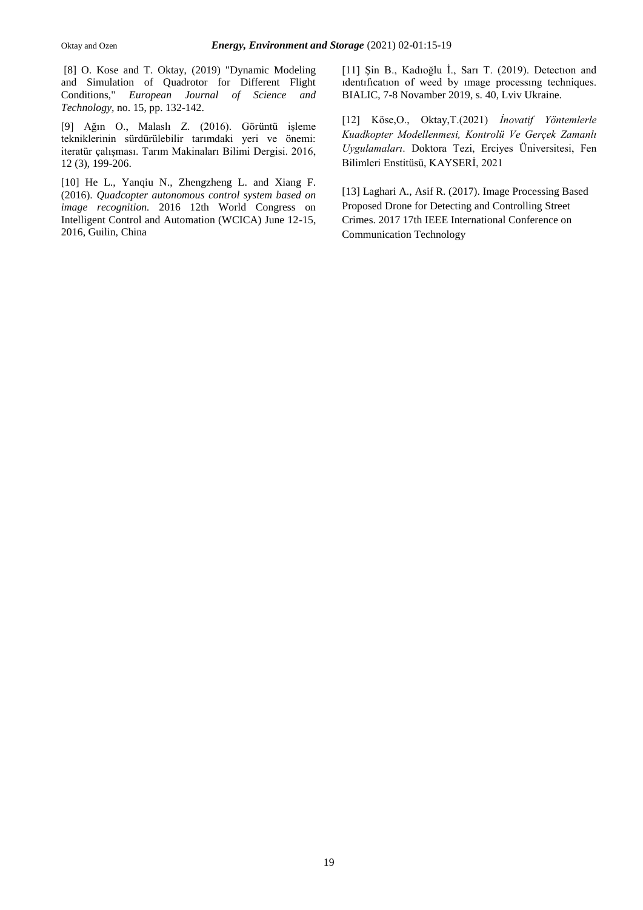[8] O. Kose and T. Oktay, (2019) "Dynamic Modeling and Simulation of Quadrotor for Different Flight Conditions," *European Journal of Science and Technology*, no. 15, pp. 132-142.

[9] Ağın O., Malaslı Z. (2016). Görüntü işleme tekniklerinin sürdürülebilir tarımdaki yeri ve önemi: iteratür çalışması. Tarım Makinaları Bilimi Dergisi. 2016, 12 (3), 199-206.

[10] He L., Yanqiu N., Zhengzheng L. and Xiang F. (2016). *Quadcopter autonomous control system based on image recognition.* 2016 12th World Congress on Intelligent Control and Automation (WCICA) June 12-15, 2016, Guilin, China

[11] Şin B., Kadıoğlu İ., Sarı T. (2019). Detectıon and ıdentıfıcatıon of weed by ımage processıng techniques. BIALIC, 7-8 Novamber 2019, s. 40, Lviv Ukraine.

[12] Köse,O., Oktay,T.(2021) *İnovatif Yöntemlerle Kuadkopter Modellenmesi, Kontrolü Ve Gerçek Zamanlı Uygulamaları*. Doktora Tezi, Erciyes Üniversitesi, Fen Bilimleri Enstitüsü, KAYSERİ, 2021

[13] Laghari A., Asif R. (2017). Image Processing Based Proposed Drone for Detecting and Controlling Street Crimes. 2017 17th IEEE International Conference on Communication Technology